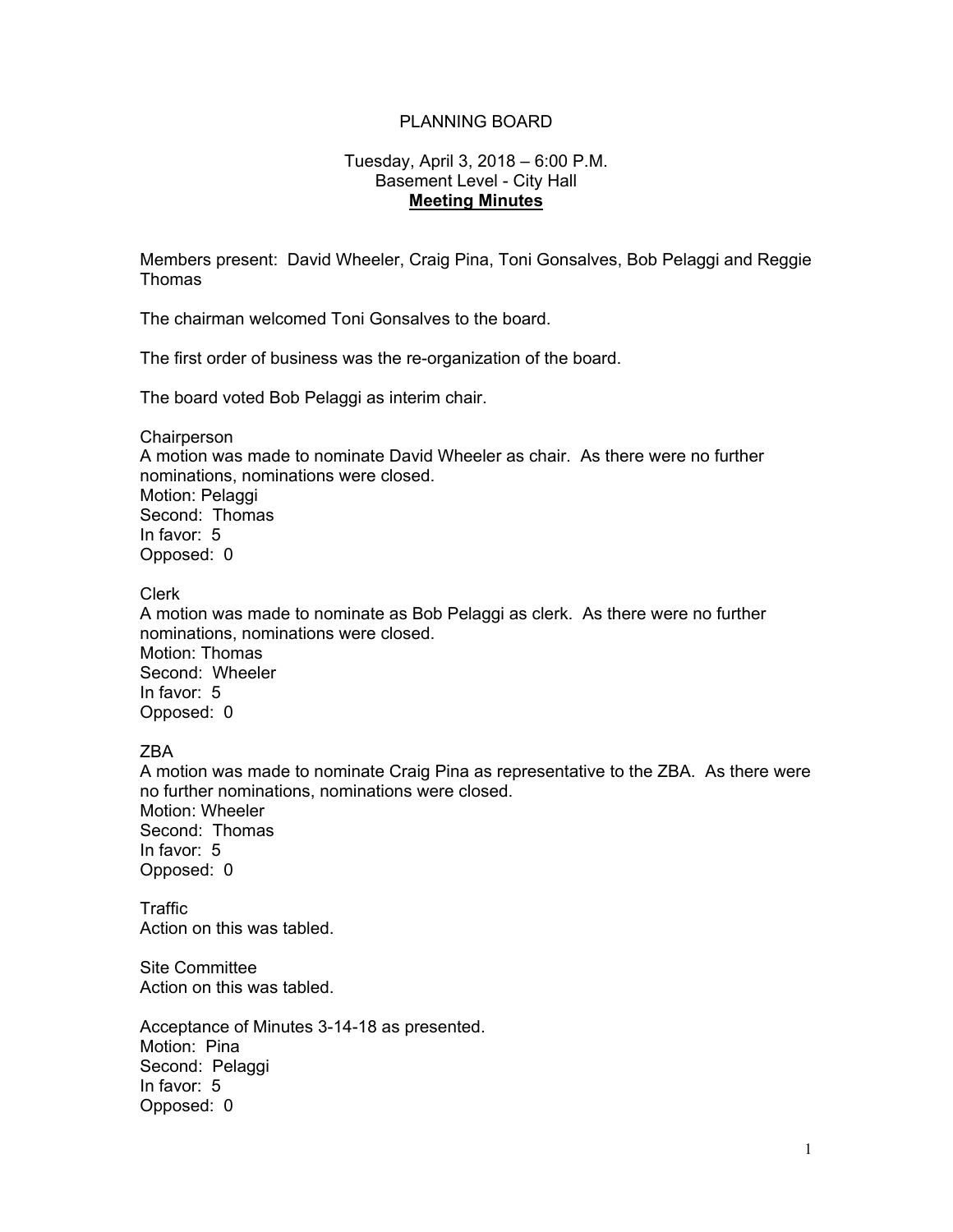# PLANNING BOARD

Tuesday, April 3, 2018 – 6:00 P.M.
Basement Level - City Hall
**Meeting Minutes**

Members present: David Wheeler, Craig Pina, Toni Gonsalves, Bob Pelaggi and Reggie Thomas

The chairman welcomed Toni Gonsalves to the board.

The first order of business was the re-organization of the board.

The board voted Bob Pelaggi as interim chair.

Chairperson
A motion was made to nominate David Wheeler as chair. As there were no further nominations, nominations were closed.
Motion: Pelaggi
Second: Thomas
In favor: 5
Opposed: 0

Clerk
A motion was made to nominate as Bob Pelaggi as clerk. As there were no further nominations, nominations were closed.
Motion: Thomas
Second: Wheeler
In favor: 5
Opposed: 0

ZBA
A motion was made to nominate Craig Pina as representative to the ZBA. As there were no further nominations, nominations were closed.
Motion: Wheeler
Second: Thomas
In favor: 5
Opposed: 0

Traffic
Action on this was tabled.

Site Committee
Action on this was tabled.

Acceptance of Minutes 3-14-18 as presented.
Motion: Pina
Second: Pelaggi
In favor: 5
Opposed: 0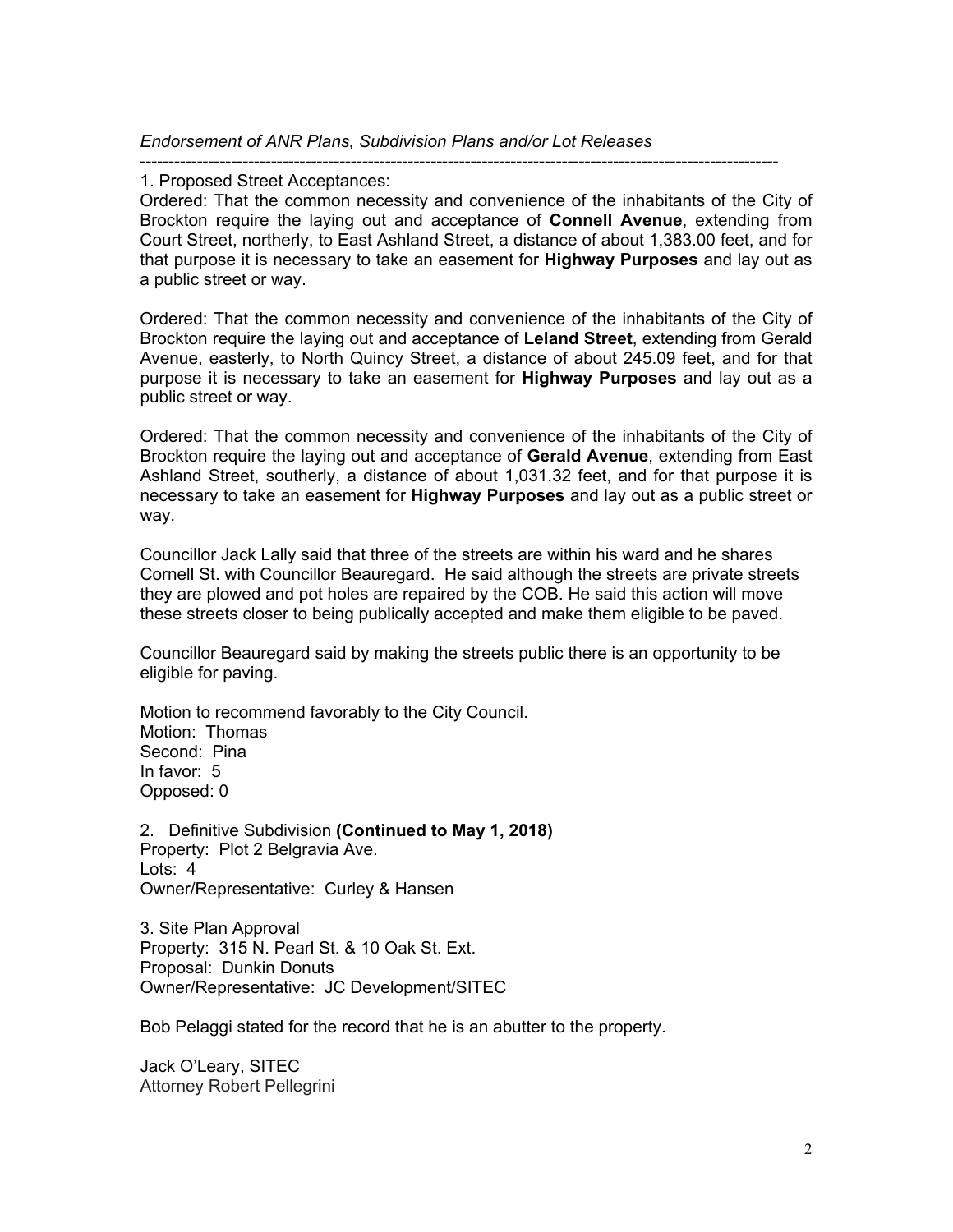*Endorsement of ANR Plans, Subdivision Plans and/or Lot Releases*

---

1. Proposed Street Acceptances:

Ordered: That the common necessity and convenience of the inhabitants of the City of Brockton require the laying out and acceptance of **Connell Avenue**, extending from Court Street, northerly, to East Ashland Street, a distance of about 1,383.00 feet, and for that purpose it is necessary to take an easement for **Highway Purposes** and lay out as a public street or way.

Ordered: That the common necessity and convenience of the inhabitants of the City of Brockton require the laying out and acceptance of **Leland Street**, extending from Gerald Avenue, easterly, to North Quincy Street, a distance of about 245.09 feet, and for that purpose it is necessary to take an easement for **Highway Purposes** and lay out as a public street or way.

Ordered: That the common necessity and convenience of the inhabitants of the City of Brockton require the laying out and acceptance of **Gerald Avenue**, extending from East Ashland Street, southerly, a distance of about 1,031.32 feet, and for that purpose it is necessary to take an easement for **Highway Purposes** and lay out as a public street or way.

Councillor Jack Lally said that three of the streets are within his ward and he shares Cornell St. with Councillor Beauregard. He said although the streets are private streets they are plowed and pot holes are repaired by the COB. He said this action will move these streets closer to being publically accepted and make them eligible to be paved.

Councillor Beauregard said by making the streets public there is an opportunity to be eligible for paving.

Motion to recommend favorably to the City Council.
Motion: Thomas
Second: Pina
In favor: 5
Opposed: 0

2. Definitive Subdivision **(Continued to May 1, 2018)**
Property: Plot 2 Belgravia Ave.
Lots: 4
Owner/Representative: Curley & Hansen

3. Site Plan Approval
Property: 315 N. Pearl St. & 10 Oak St. Ext.
Proposal: Dunkin Donuts
Owner/Representative: JC Development/SITEC

Bob Pelaggi stated for the record that he is an abutter to the property.

Jack O'Leary, SITEC
Attorney Robert Pellegrini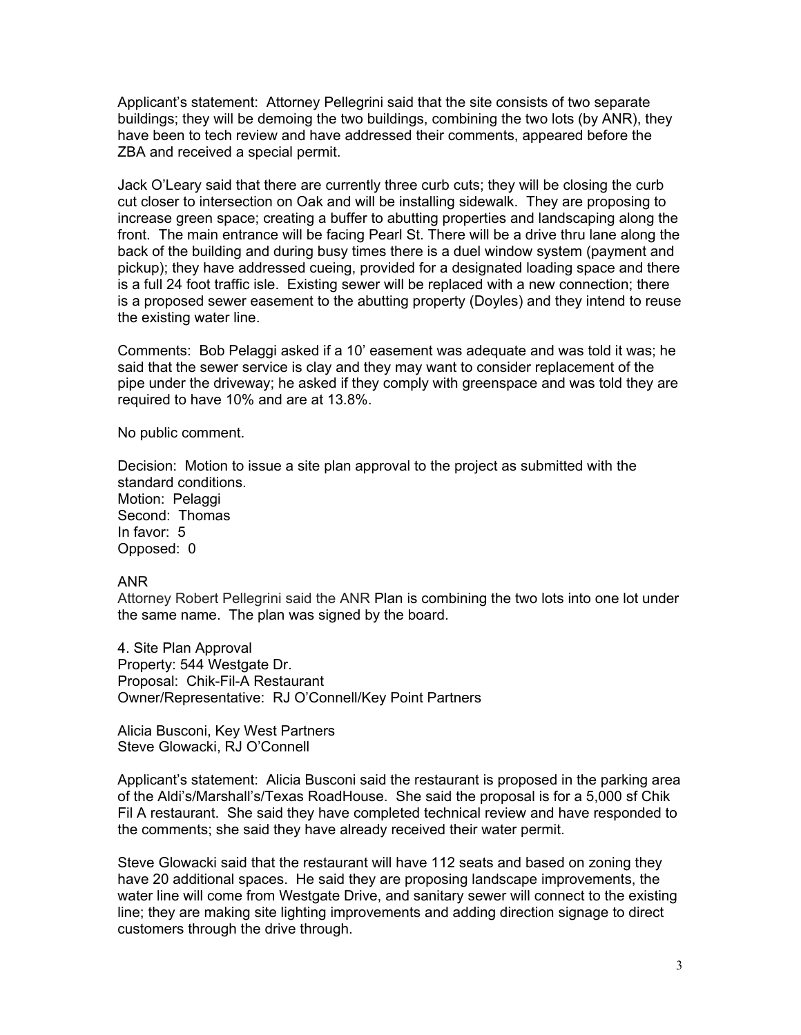Applicant's statement: Attorney Pellegrini said that the site consists of two separate buildings; they will be demoing the two buildings, combining the two lots (by ANR), they have been to tech review and have addressed their comments, appeared before the ZBA and received a special permit.

Jack O'Leary said that there are currently three curb cuts; they will be closing the curb cut closer to intersection on Oak and will be installing sidewalk. They are proposing to increase green space; creating a buffer to abutting properties and landscaping along the front. The main entrance will be facing Pearl St. There will be a drive thru lane along the back of the building and during busy times there is a duel window system (payment and pickup); they have addressed cueing, provided for a designated loading space and there is a full 24 foot traffic isle. Existing sewer will be replaced with a new connection; there is a proposed sewer easement to the abutting property (Doyles) and they intend to reuse the existing water line.

Comments: Bob Pelaggi asked if a 10' easement was adequate and was told it was; he said that the sewer service is clay and they may want to consider replacement of the pipe under the driveway; he asked if they comply with greenspace and was told they are required to have 10% and are at 13.8%.

No public comment.

Decision: Motion to issue a site plan approval to the project as submitted with the standard conditions.
Motion: Pelaggi
Second: Thomas
In favor: 5
Opposed: 0

ANR
Attorney Robert Pellegrini said the ANR Plan is combining the two lots into one lot under the same name. The plan was signed by the board.

4. Site Plan Approval
Property: 544 Westgate Dr.
Proposal: Chik-Fil-A Restaurant
Owner/Representative: RJ O'Connell/Key Point Partners

Alicia Busconi, Key West Partners
Steve Glowacki, RJ O'Connell

Applicant's statement: Alicia Busconi said the restaurant is proposed in the parking area of the Aldi's/Marshall's/Texas RoadHouse. She said the proposal is for a 5,000 sf Chik Fil A restaurant. She said they have completed technical review and have responded to the comments; she said they have already received their water permit.

Steve Glowacki said that the restaurant will have 112 seats and based on zoning they have 20 additional spaces. He said they are proposing landscape improvements, the water line will come from Westgate Drive, and sanitary sewer will connect to the existing line; they are making site lighting improvements and adding direction signage to direct customers through the drive through.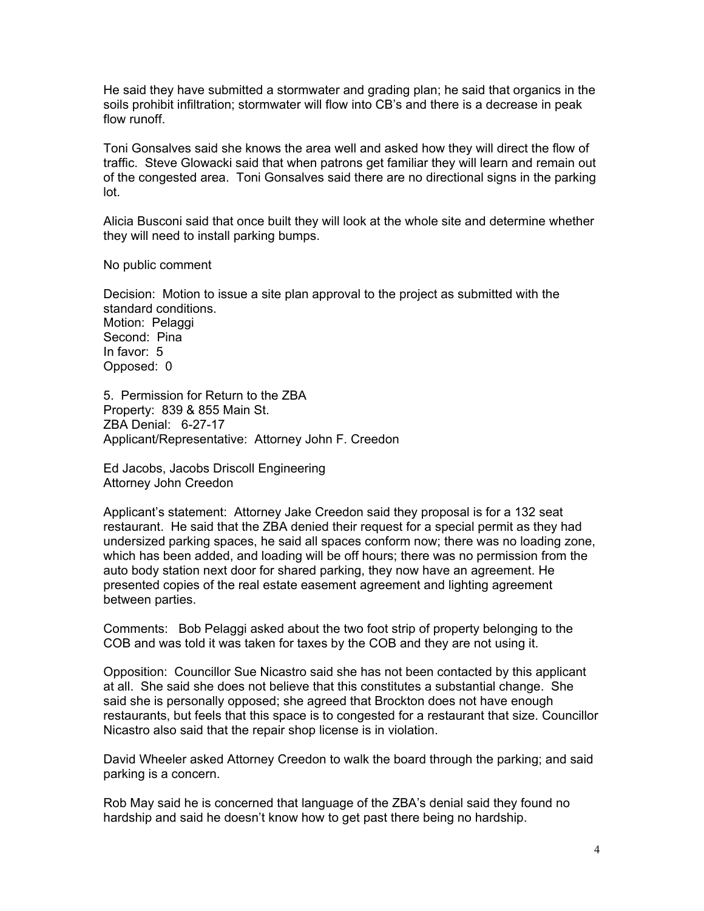He said they have submitted a stormwater and grading plan; he said that organics in the soils prohibit infiltration; stormwater will flow into CB's and there is a decrease in peak flow runoff.

Toni Gonsalves said she knows the area well and asked how they will direct the flow of traffic. Steve Glowacki said that when patrons get familiar they will learn and remain out of the congested area. Toni Gonsalves said there are no directional signs in the parking lot.

Alicia Busconi said that once built they will look at the whole site and determine whether they will need to install parking bumps.

No public comment

Decision: Motion to issue a site plan approval to the project as submitted with the standard conditions.
Motion: Pelaggi
Second: Pina
In favor: 5
Opposed: 0

5. Permission for Return to the ZBA
Property: 839 & 855 Main St.
ZBA Denial: 6-27-17
Applicant/Representative: Attorney John F. Creedon

Ed Jacobs, Jacobs Driscoll Engineering
Attorney John Creedon

Applicant's statement: Attorney Jake Creedon said they proposal is for a 132 seat restaurant. He said that the ZBA denied their request for a special permit as they had undersized parking spaces, he said all spaces conform now; there was no loading zone, which has been added, and loading will be off hours; there was no permission from the auto body station next door for shared parking, they now have an agreement. He presented copies of the real estate easement agreement and lighting agreement between parties.

Comments: Bob Pelaggi asked about the two foot strip of property belonging to the COB and was told it was taken for taxes by the COB and they are not using it.

Opposition: Councillor Sue Nicastro said she has not been contacted by this applicant at all. She said she does not believe that this constitutes a substantial change. She said she is personally opposed; she agreed that Brockton does not have enough restaurants, but feels that this space is to congested for a restaurant that size. Councillor Nicastro also said that the repair shop license is in violation.

David Wheeler asked Attorney Creedon to walk the board through the parking; and said parking is a concern.

Rob May said he is concerned that language of the ZBA's denial said they found no hardship and said he doesn't know how to get past there being no hardship.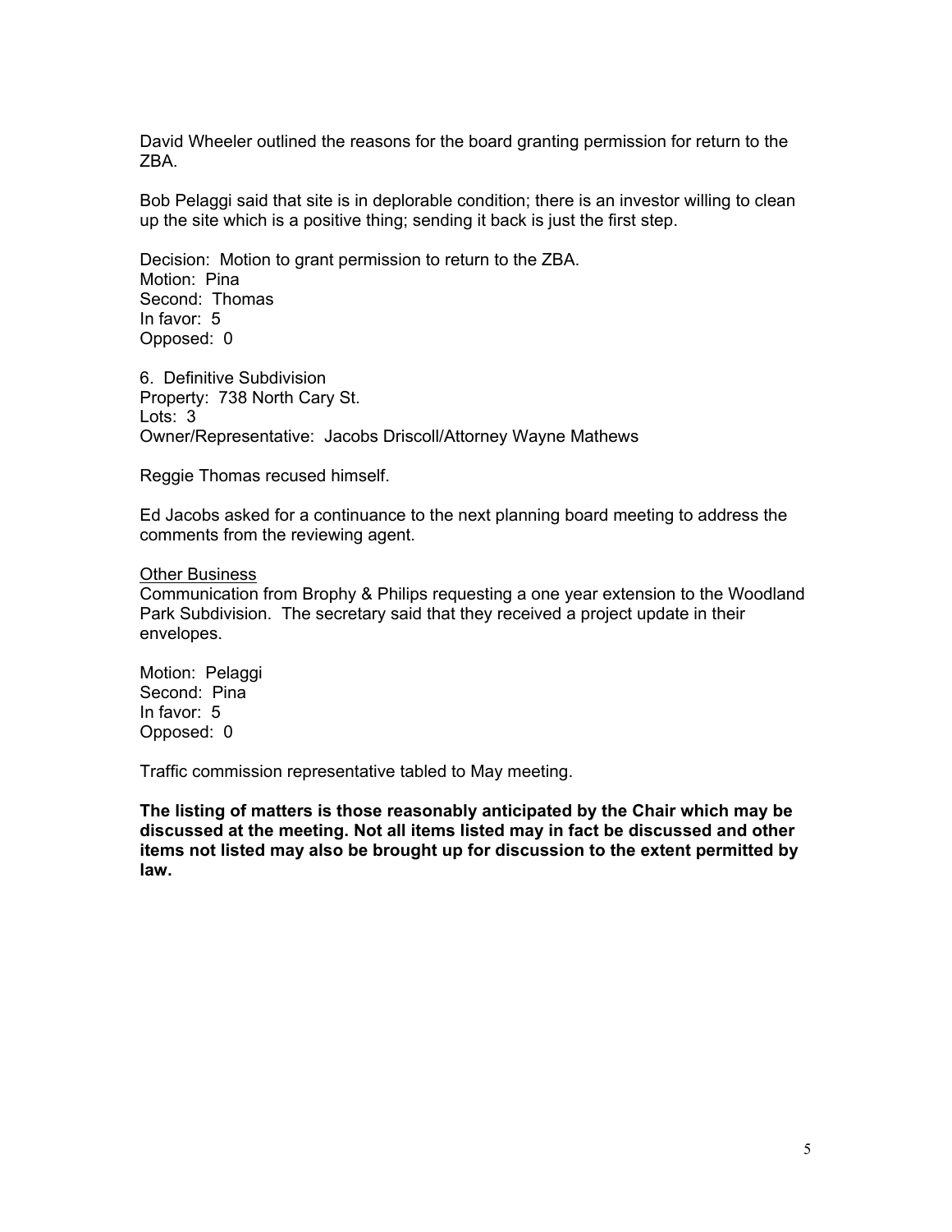David Wheeler outlined the reasons for the board granting permission for return to the ZBA.

Bob Pelaggi said that site is in deplorable condition; there is an investor willing to clean up the site which is a positive thing; sending it back is just the first step.

Decision: Motion to grant permission to return to the ZBA.
Motion: Pina
Second: Thomas
In favor: 5
Opposed: 0

6. Definitive Subdivision
Property: 738 North Cary St.
Lots: 3
Owner/Representative: Jacobs Driscoll/Attorney Wayne Mathews

Reggie Thomas recused himself.

Ed Jacobs asked for a continuance to the next planning board meeting to address the comments from the reviewing agent.

Other Business
Communication from Brophy & Philips requesting a one year extension to the Woodland Park Subdivision. The secretary said that they received a project update in their envelopes.

Motion: Pelaggi
Second: Pina
In favor: 5
Opposed: 0

Traffic commission representative tabled to May meeting.

**The listing of matters is those reasonably anticipated by the Chair which may be discussed at the meeting. Not all items listed may in fact be discussed and other items not listed may also be brought up for discussion to the extent permitted by law.**